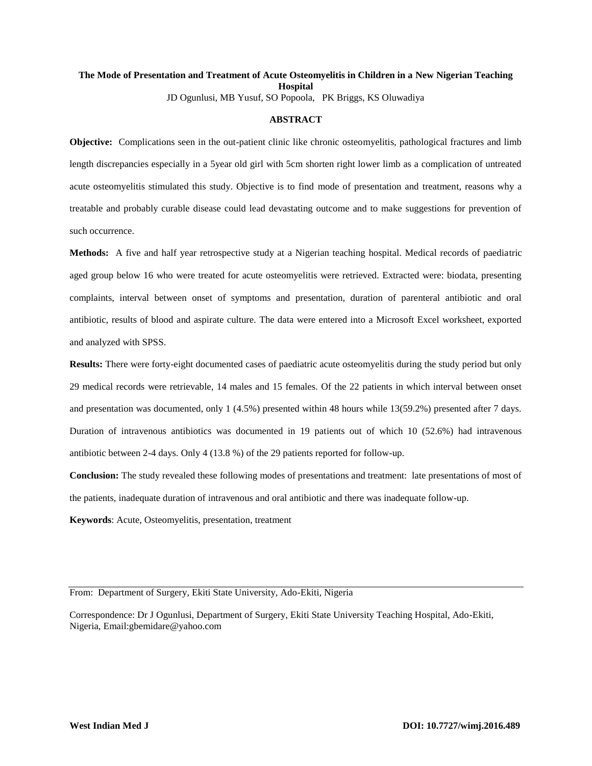# The Mode of Presentation and Treatment of Acute Osteomyelitis in Children in a New Nigerian Teaching Hospital

JD Ogunlusi, MB Yusuf, SO Popoola, PK Briggs, KS Oluwadiya

## ABSTRACT

**Objective:** Complications seen in the out-patient clinic like chronic osteomyelitis, pathological fractures and limb length discrepancies especially in a 5year old girl with 5cm shorten right lower limb as a complication of untreated acute osteomyelitis stimulated this study. Objective is to find mode of presentation and treatment, reasons why a treatable and probably curable disease could lead devastating outcome and to make suggestions for prevention of such occurrence.

**Methods:** A five and half year retrospective study at a Nigerian teaching hospital. Medical records of paediatric aged group below 16 who were treated for acute osteomyelitis were retrieved. Extracted were: biodata, presenting complaints, interval between onset of symptoms and presentation, duration of parenteral antibiotic and oral antibiotic, results of blood and aspirate culture. The data were entered into a Microsoft Excel worksheet, exported and analyzed with SPSS.

**Results:** There were forty-eight documented cases of paediatric acute osteomyelitis during the study period but only 29 medical records were retrievable, 14 males and 15 females. Of the 22 patients in which interval between onset and presentation was documented, only 1 (4.5%) presented within 48 hours while 13(59.2%) presented after 7 days. Duration of intravenous antibiotics was documented in 19 patients out of which 10 (52.6%) had intravenous antibiotic between 2-4 days. Only 4 (13.8 %) of the 29 patients reported for follow-up.

**Conclusion:** The study revealed these following modes of presentations and treatment: late presentations of most of the patients, inadequate duration of intravenous and oral antibiotic and there was inadequate follow-up.

**Keywords**: Acute, Osteomyelitis, presentation, treatment

From: Department of Surgery, Ekiti State University, Ado-Ekiti, Nigeria

Correspondence: Dr J Ogunlusi, Department of Surgery, Ekiti State University Teaching Hospital, Ado-Ekiti, Nigeria, Email:gbemidare@yahoo.com

DOI: 10.7727/wimj.2016.489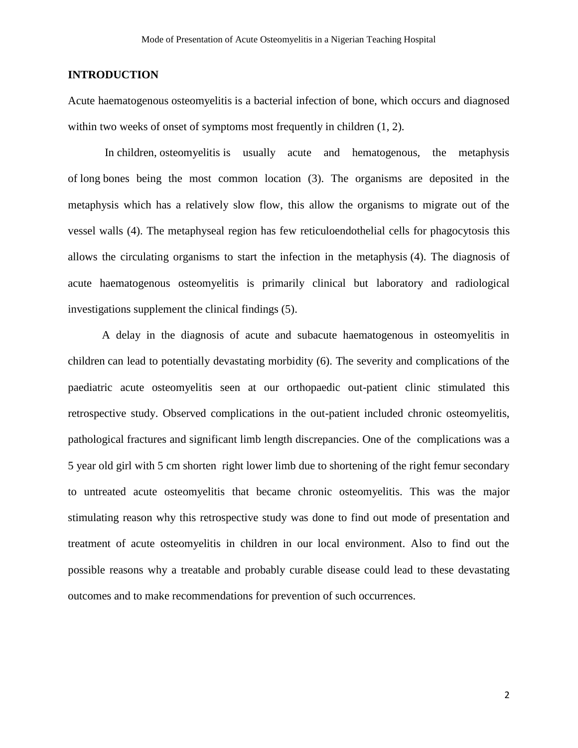## INTRODUCTION

Acute haematogenous osteomyelitis is a bacterial infection of bone, which occurs and diagnosed within two weeks of onset of symptoms most frequently in children (1, 2).

In children, osteomyelitis is usually acute and hematogenous, the metaphysis of long bones being the most common location (3). The organisms are deposited in the metaphysis which has a relatively slow flow, this allow the organisms to migrate out of the vessel walls (4). The metaphyseal region has few reticuloendothelial cells for phagocytosis this allows the circulating organisms to start the infection in the metaphysis (4). The diagnosis of acute haematogenous osteomyelitis is primarily clinical but laboratory and radiological investigations supplement the clinical findings (5).

A delay in the diagnosis of acute and subacute haematogenous in osteomyelitis in children can lead to potentially devastating morbidity (6). The severity and complications of the paediatric acute osteomyelitis seen at our orthopaedic out-patient clinic stimulated this retrospective study. Observed complications in the out-patient included chronic osteomyelitis, pathological fractures and significant limb length discrepancies. One of the complications was a 5 year old girl with 5 cm shorten right lower limb due to shortening of the right femur secondary to untreated acute osteomyelitis that became chronic osteomyelitis. This was the major stimulating reason why this retrospective study was done to find out mode of presentation and treatment of acute osteomyelitis in children in our local environment. Also to find out the possible reasons why a treatable and probably curable disease could lead to these devastating outcomes and to make recommendations for prevention of such occurrences.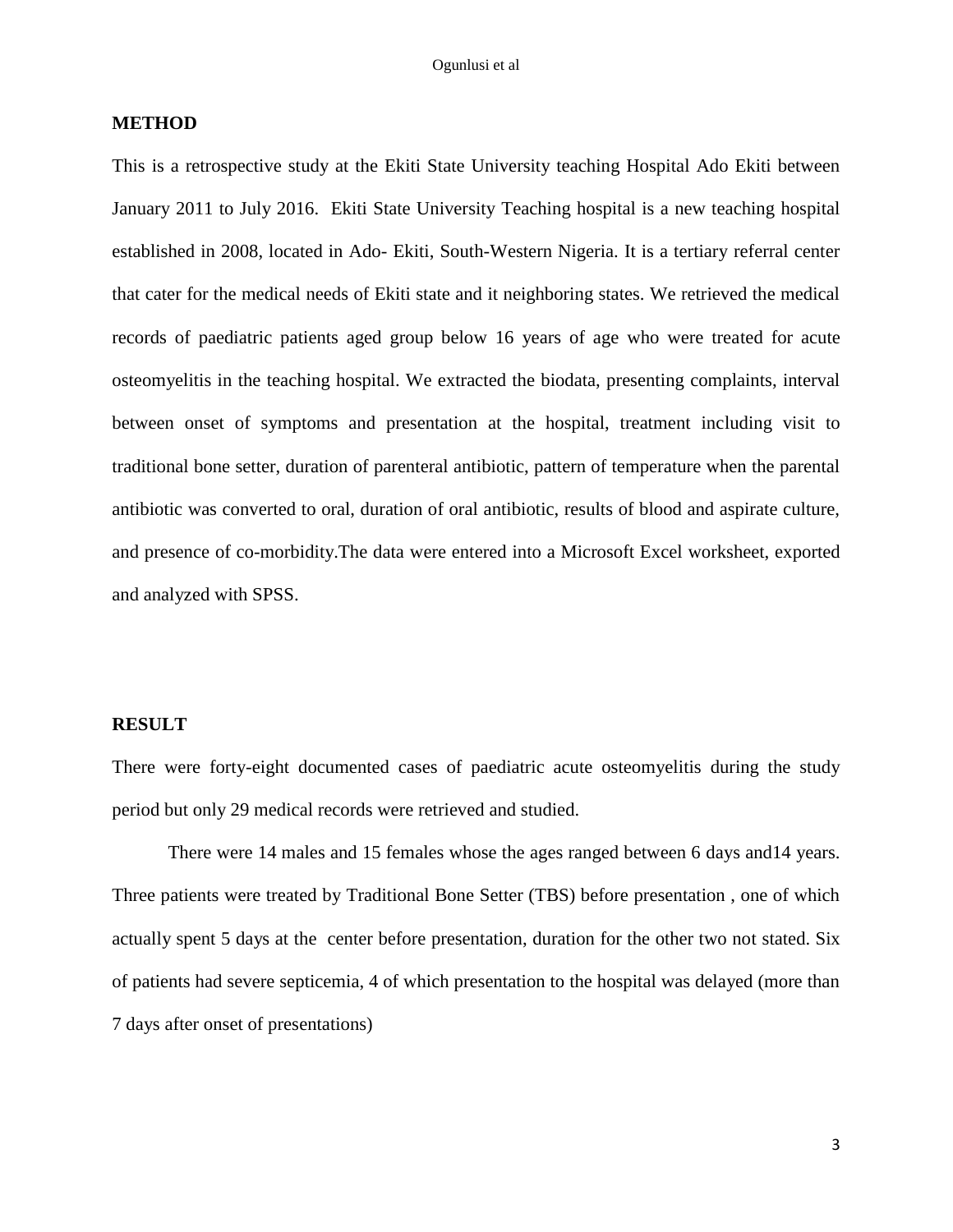## METHOD

This is a retrospective study at the Ekiti State University teaching Hospital Ado Ekiti between January 2011 to July 2016. Ekiti State University Teaching hospital is a new teaching hospital established in 2008, located in Ado- Ekiti, South-Western Nigeria. It is a tertiary referral center that cater for the medical needs of Ekiti state and it neighboring states. We retrieved the medical records of paediatric patients aged group below 16 years of age who were treated for acute osteomyelitis in the teaching hospital. We extracted the biodata, presenting complaints, interval between onset of symptoms and presentation at the hospital, treatment including visit to traditional bone setter, duration of parenteral antibiotic, pattern of temperature when the parental antibiotic was converted to oral, duration of oral antibiotic, results of blood and aspirate culture, and presence of co-morbidity.The data were entered into a Microsoft Excel worksheet, exported and analyzed with SPSS.

## RESULT

There were forty-eight documented cases of paediatric acute osteomyelitis during the study period but only 29 medical records were retrieved and studied.

There were 14 males and 15 females whose the ages ranged between 6 days and14 years. Three patients were treated by Traditional Bone Setter (TBS) before presentation , one of which actually spent 5 days at the center before presentation, duration for the other two not stated. Six of patients had severe septicemia, 4 of which presentation to the hospital was delayed (more than 7 days after onset of presentations)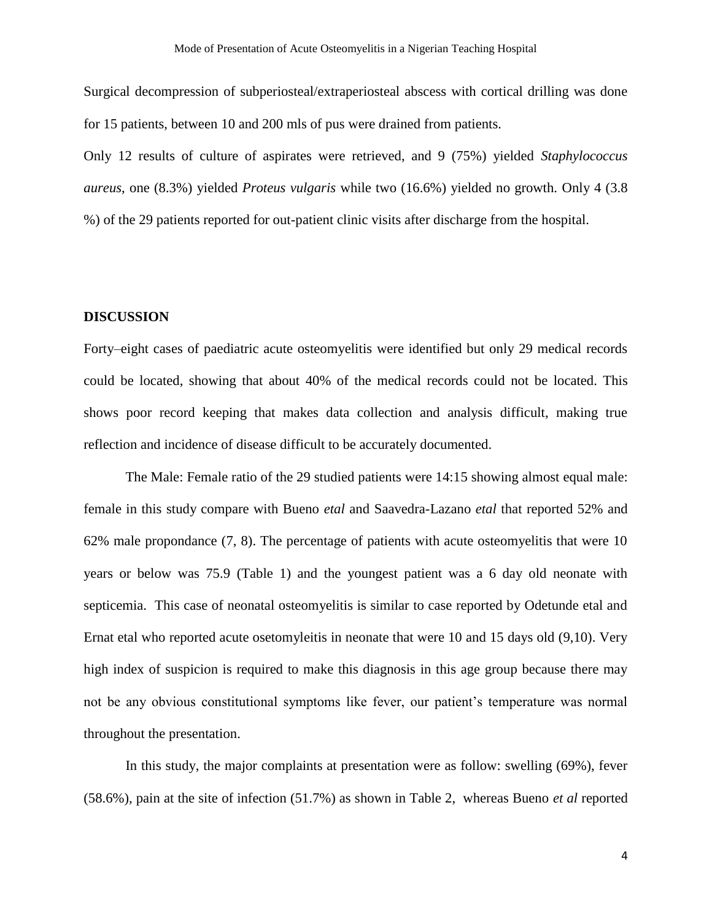Surgical decompression of subperiosteal/extraperiosteal abscess with cortical drilling was done for 15 patients, between 10 and 200 mls of pus were drained from patients.

Only 12 results of culture of aspirates were retrieved, and 9 (75%) yielded *Staphylococcus aureus*, one (8.3%) yielded *Proteus vulgaris* while two (16.6%) yielded no growth. Only 4 (3.8 %) of the 29 patients reported for out-patient clinic visits after discharge from the hospital.

## DISCUSSION

Forty–eight cases of paediatric acute osteomyelitis were identified but only 29 medical records could be located, showing that about 40% of the medical records could not be located. This shows poor record keeping that makes data collection and analysis difficult, making true reflection and incidence of disease difficult to be accurately documented.

The Male: Female ratio of the 29 studied patients were 14:15 showing almost equal male: female in this study compare with Bueno *etal* and Saavedra-Lazano *etal* that reported 52% and 62% male propondance (7, 8). The percentage of patients with acute osteomyelitis that were 10 years or below was 75.9 (Table 1) and the youngest patient was a 6 day old neonate with septicemia. This case of neonatal osteomyelitis is similar to case reported by Odetunde etal and Ernat etal who reported acute osetomyleitis in neonate that were 10 and 15 days old (9,10). Very high index of suspicion is required to make this diagnosis in this age group because there may not be any obvious constitutional symptoms like fever, our patient's temperature was normal throughout the presentation.

In this study, the major complaints at presentation were as follow: swelling (69%), fever (58.6%), pain at the site of infection (51.7%) as shown in Table 2, whereas Bueno *et al* reported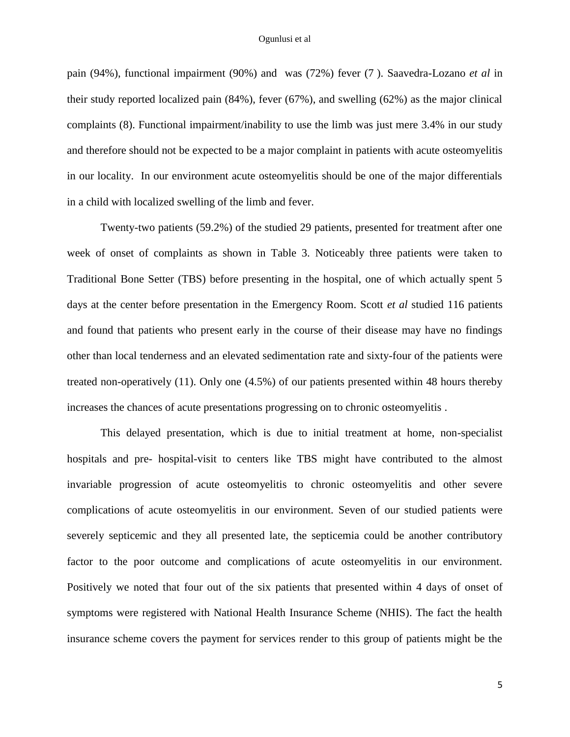pain (94%), functional impairment (90%) and was (72%) fever (7 ). Saavedra-Lozano *et al* in their study reported localized pain (84%), fever (67%), and swelling (62%) as the major clinical complaints (8). Functional impairment/inability to use the limb was just mere 3.4% in our study and therefore should not be expected to be a major complaint in patients with acute osteomyelitis in our locality. In our environment acute osteomyelitis should be one of the major differentials in a child with localized swelling of the limb and fever.

Twenty-two patients (59.2%) of the studied 29 patients, presented for treatment after one week of onset of complaints as shown in Table 3. Noticeably three patients were taken to Traditional Bone Setter (TBS) before presenting in the hospital, one of which actually spent 5 days at the center before presentation in the Emergency Room. Scott *et al* studied 116 patients and found that patients who present early in the course of their disease may have no findings other than local tenderness and an elevated sedimentation rate and sixty-four of the patients were treated non-operatively (11). Only one (4.5%) of our patients presented within 48 hours thereby increases the chances of acute presentations progressing on to chronic osteomyelitis .

This delayed presentation, which is due to initial treatment at home, non-specialist hospitals and pre- hospital-visit to centers like TBS might have contributed to the almost invariable progression of acute osteomyelitis to chronic osteomyelitis and other severe complications of acute osteomyelitis in our environment. Seven of our studied patients were severely septicemic and they all presented late, the septicemia could be another contributory factor to the poor outcome and complications of acute osteomyelitis in our environment. Positively we noted that four out of the six patients that presented within 4 days of onset of symptoms were registered with National Health Insurance Scheme (NHIS). The fact the health insurance scheme covers the payment for services render to this group of patients might be the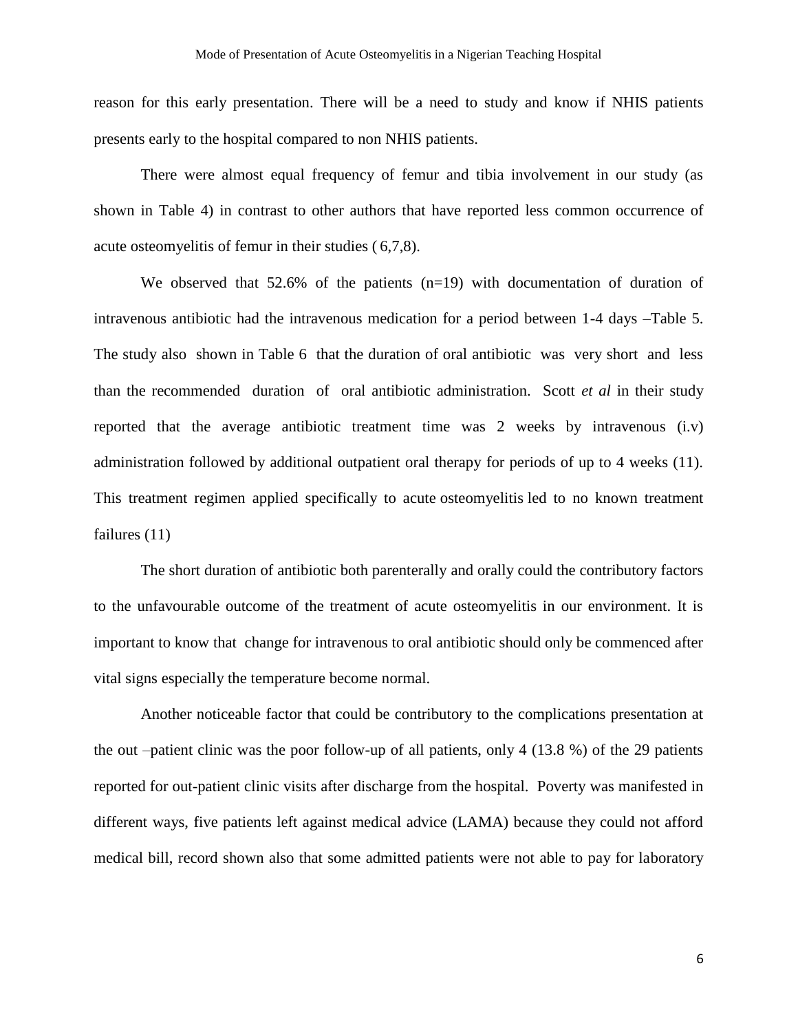reason for this early presentation. There will be a need to study and know if NHIS patients presents early to the hospital compared to non NHIS patients.

There were almost equal frequency of femur and tibia involvement in our study (as shown in Table 4) in contrast to other authors that have reported less common occurrence of acute osteomyelitis of femur in their studies ( 6,7,8).

We observed that 52.6% of the patients (n=19) with documentation of duration of intravenous antibiotic had the intravenous medication for a period between 1-4 days –Table 5. The study also shown in Table 6 that the duration of oral antibiotic was very short and less than the recommended duration of oral antibiotic administration. Scott *et al* in their study reported that the average antibiotic treatment time was 2 weeks by intravenous (i.v) administration followed by additional outpatient oral therapy for periods of up to 4 weeks (11). This treatment regimen applied specifically to acute osteomyelitis led to no known treatment failures (11)

The short duration of antibiotic both parenterally and orally could the contributory factors to the unfavourable outcome of the treatment of acute osteomyelitis in our environment. It is important to know that change for intravenous to oral antibiotic should only be commenced after vital signs especially the temperature become normal.

Another noticeable factor that could be contributory to the complications presentation at the out –patient clinic was the poor follow-up of all patients, only 4 (13.8 %) of the 29 patients reported for out-patient clinic visits after discharge from the hospital. Poverty was manifested in different ways, five patients left against medical advice (LAMA) because they could not afford medical bill, record shown also that some admitted patients were not able to pay for laboratory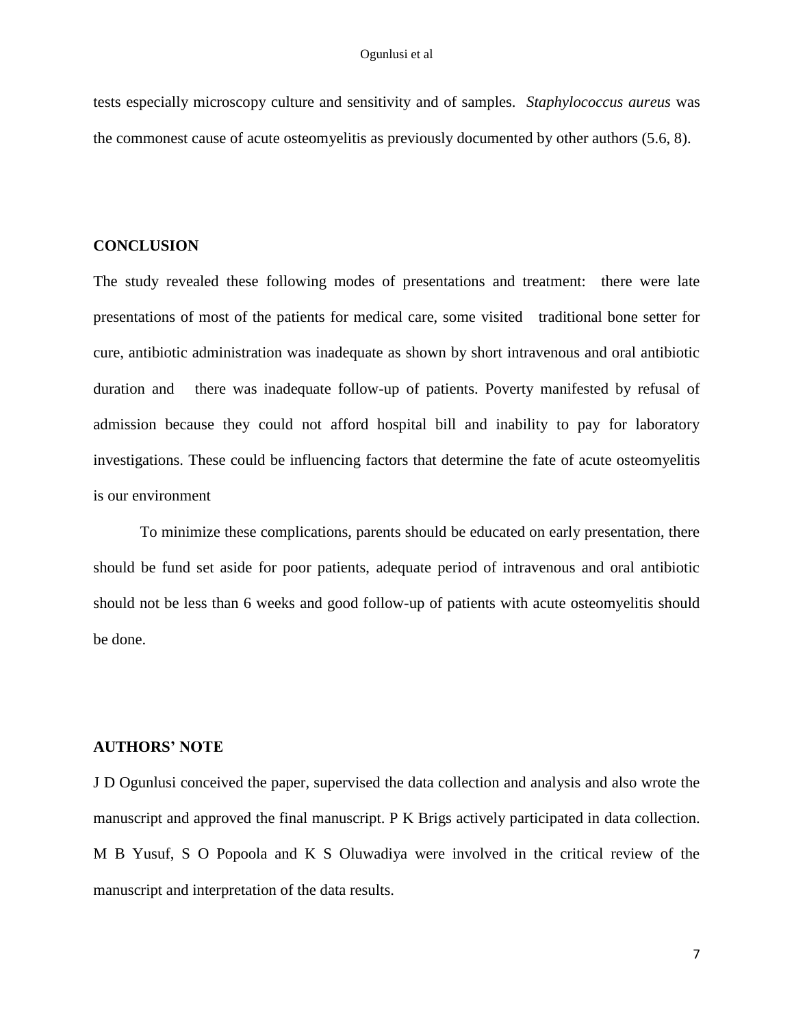tests especially microscopy culture and sensitivity and of samples. *Staphylococcus aureus* was the commonest cause of acute osteomyelitis as previously documented by other authors (5.6, 8).

## CONCLUSION

The study revealed these following modes of presentations and treatment: there were late presentations of most of the patients for medical care, some visited traditional bone setter for cure, antibiotic administration was inadequate as shown by short intravenous and oral antibiotic duration and there was inadequate follow-up of patients. Poverty manifested by refusal of admission because they could not afford hospital bill and inability to pay for laboratory investigations. These could be influencing factors that determine the fate of acute osteomyelitis is our environment

To minimize these complications, parents should be educated on early presentation, there should be fund set aside for poor patients, adequate period of intravenous and oral antibiotic should not be less than 6 weeks and good follow-up of patients with acute osteomyelitis should be done.

## AUTHORS' NOTE

J D Ogunlusi conceived the paper, supervised the data collection and analysis and also wrote the manuscript and approved the final manuscript. P K Brigs actively participated in data collection. M B Yusuf, S O Popoola and K S Oluwadiya were involved in the critical review of the manuscript and interpretation of the data results.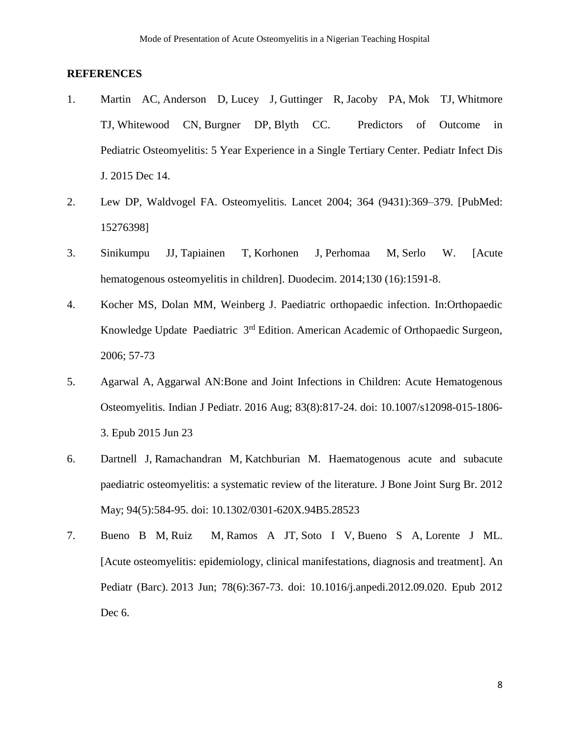## REFERENCES

1. Martin AC, Anderson D, Lucey J, Guttinger R, Jacoby PA, Mok TJ, Whitmore TJ, Whitewood CN, Burgner DP, Blyth CC. Predictors of Outcome in Pediatric Osteomyelitis: 5 Year Experience in a Single Tertiary Center. Pediatr Infect Dis J. 2015 Dec 14.
2. Lew DP, Waldvogel FA. Osteomyelitis. Lancet 2004; 364 (9431):369–379. [PubMed: 15276398]
3. Sinikumpu JJ, Tapiainen T, Korhonen J, Perhomaa M, Serlo W. [Acute hematogenous osteomyelitis in children]. Duodecim. 2014;130 (16):1591-8.
4. Kocher MS, Dolan MM, Weinberg J. Paediatric orthopaedic infection. In:Orthopaedic Knowledge Update Paediatric 3rd Edition. American Academic of Orthopaedic Surgeon, 2006; 57-73
5. Agarwal A, Aggarwal AN:Bone and Joint Infections in Children: Acute Hematogenous Osteomyelitis. Indian J Pediatr. 2016 Aug; 83(8):817-24. doi: 10.1007/s12098-015-1806-3. Epub 2015 Jun 23
6. Dartnell J, Ramachandran M, Katchburian M. Haematogenous acute and subacute paediatric osteomyelitis: a systematic review of the literature. J Bone Joint Surg Br. 2012 May; 94(5):584-95. doi: 10.1302/0301-620X.94B5.28523
7. Bueno B M, Ruiz M, Ramos A JT, Soto I V, Bueno S A, Lorente J ML. [Acute osteomyelitis: epidemiology, clinical manifestations, diagnosis and treatment]. An Pediatr (Barc). 2013 Jun; 78(6):367-73. doi: 10.1016/j.anpedi.2012.09.020. Epub 2012 Dec 6.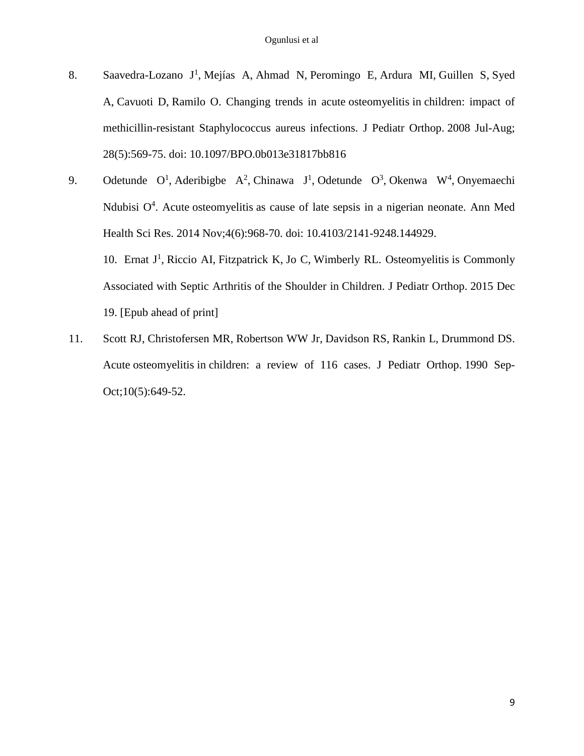8. Saavedra-Lozano J[1], Mejías A, Ahmad N, Peromingo E, Ardura MI, Guillen S, Syed A, Cavuoti D, Ramilo O. Changing trends in acute osteomyelitis in children: impact of methicillin-resistant Staphylococcus aureus infections. J Pediatr Orthop. 2008 Jul-Aug; 28(5):569-75. doi: 10.1097/BPO.0b013e31817bb816

9. Odetunde O[1], Aderibigbe A[2], Chinawa J[1], Odetunde O[3], Okenwa W[4], Onyemaechi Ndubisi O[4]. Acute osteomyelitis as cause of late sepsis in a nigerian neonate. Ann Med Health Sci Res. 2014 Nov;4(6):968-70. doi: 10.4103/2141-9248.144929.

10. Ernat J[1], Riccio AI, Fitzpatrick K, Jo C, Wimberly RL. Osteomyelitis is Commonly Associated with Septic Arthritis of the Shoulder in Children. J Pediatr Orthop. 2015 Dec 19. [Epub ahead of print]

11. Scott RJ, Christofersen MR, Robertson WW Jr, Davidson RS, Rankin L, Drummond DS. Acute osteomyelitis in children: a review of 116 cases. J Pediatr Orthop. 1990 Sep-Oct;10(5):649-52.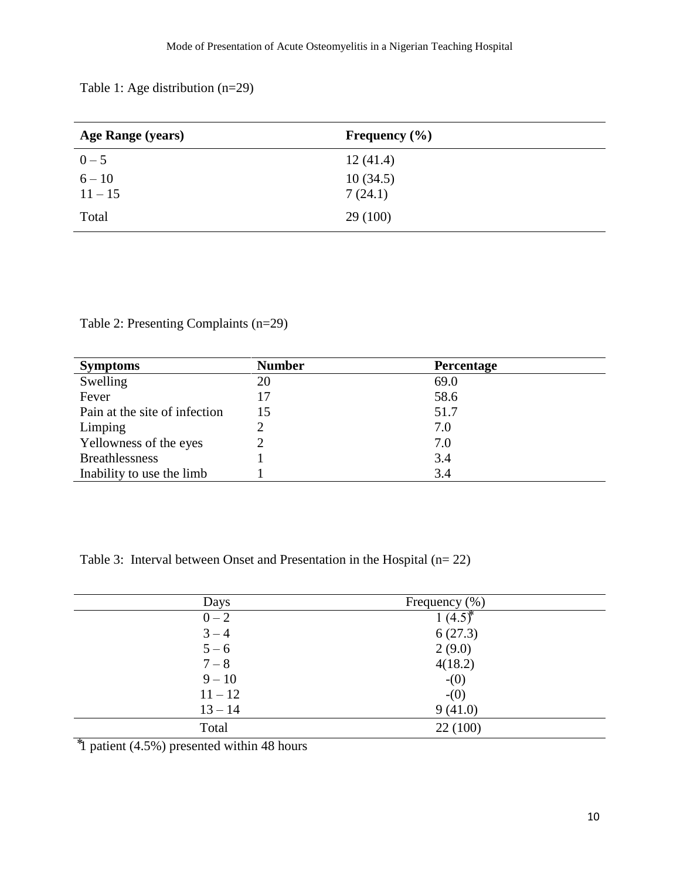Table 1: Age distribution (n=29)

| Age Range (years) | Frequency (%) |
|---|---|
| 0 – 5 | 12 (41.4) |
| 6 – 10 | 10 (34.5) |
| 11 – 15 | 7 (24.1) |
| Total | 29 (100) |

Table 2: Presenting Complaints (n=29)

| Symptoms | Number | Percentage |
|---|---|---|
| Swelling | 20 | 69.0 |
| Fever | 17 | 58.6 |
| Pain at the site of infection | 15 | 51.7 |
| Limping | 2 | 7.0 |
| Yellowness of the eyes | 2 | 7.0 |
| Breathlessness | 1 | 3.4 |
| Inability to use the limb | 1 | 3.4 |

Table 3: Interval between Onset and Presentation in the Hospital (n= 22)

| Days | Frequency (%) |
|---|---|
| 0 – 2 | 1 (4.5)* |
| 3 – 4 | 6 (27.3) |
| 5 – 6 | 2 (9.0) |
| 7 – 8 | 4(18.2) |
| 9 – 10 | -(0) |
| 11 – 12 | -(0) |
| 13 – 14 | 9 (41.0) |
| Total | 22 (100) |

*1 patient (4.5%) presented within 48 hours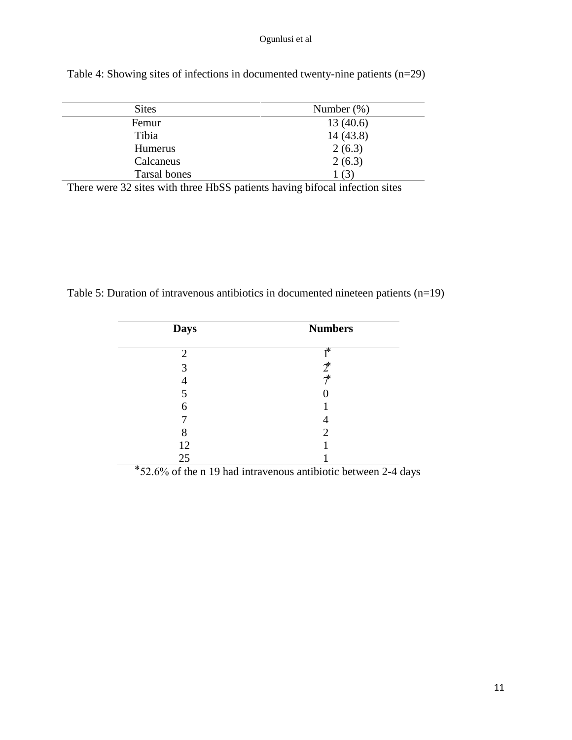Table 4: Showing sites of infections in documented twenty-nine patients (n=29)

| Sites | Number (%) |
|---|---|
| Femur | 13 (40.6) |
| Tibia | 14 (43.8) |
| Humerus | 2 (6.3) |
| Calcaneus | 2 (6.3) |
| Tarsal bones | 1 (3) |

There were 32 sites with three HbSS patients having bifocal infection sites

Table 5: Duration of intravenous antibiotics in documented nineteen patients (n=19)

| **Days** | **Numbers** |
|---|---|
| 2 | 1* |
| 3 | 2* |
| 4 | 7* |
| 5 | 0 |
| 6 | 1 |
| 7 | 4 |
| 8 | 2 |
| 12 | 1 |
| 25 | 1 |

*52.6% of the n 19 had intravenous antibiotic between 2-4 days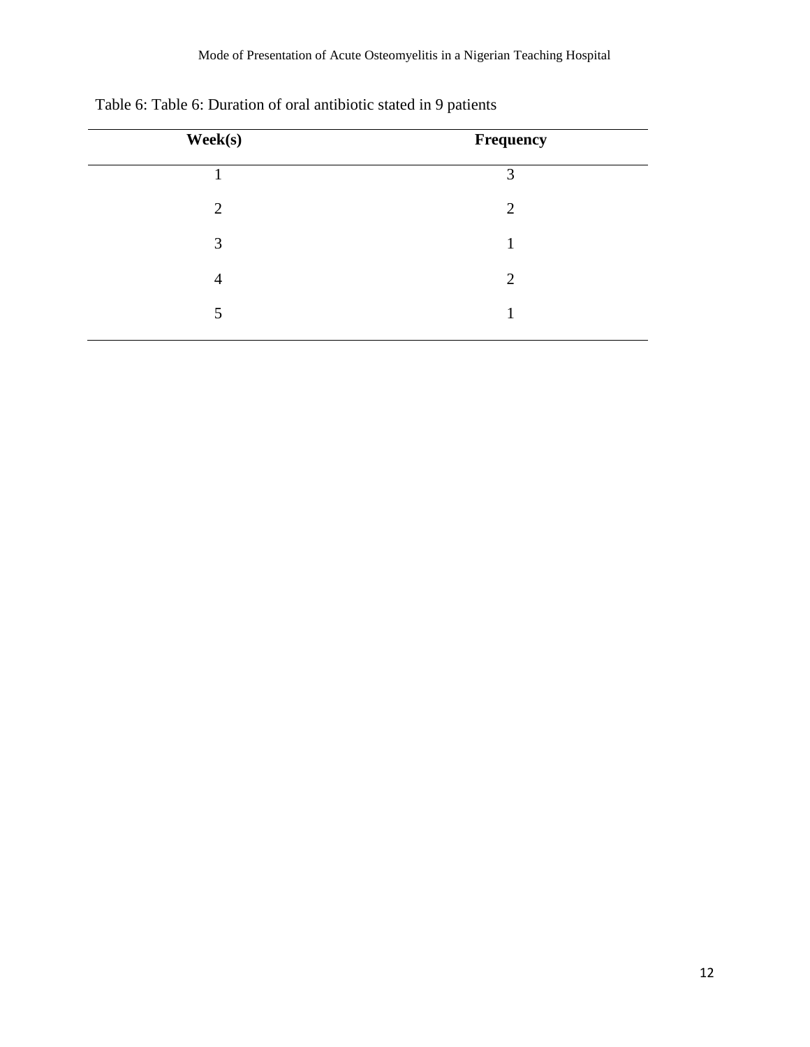Table 6: Table 6: Duration of oral antibiotic stated in 9 patients

| Week(s) | Frequency |
|---|---|
| 1 | 3 |
| 2 | 2 |
| 3 | 1 |
| 4 | 2 |
| 5 | 1 |